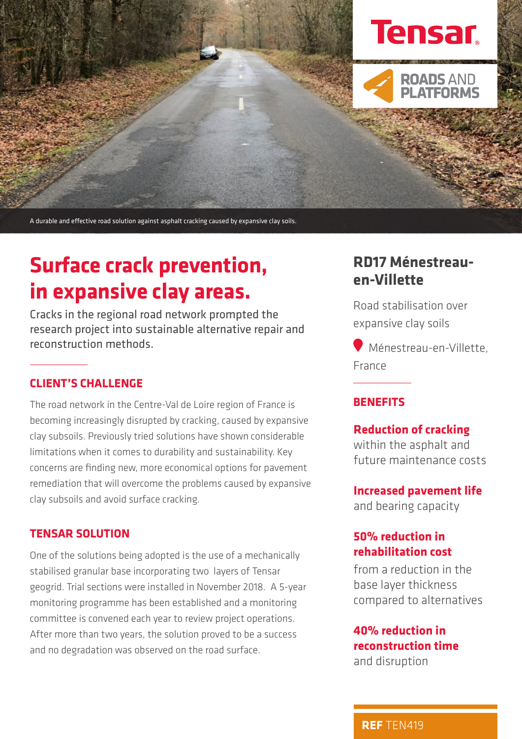Tensar

ROADS AND PLATFORMS

A durable and effective road solution against asphalt cracking caused by expansive clay soils.

# Surface crack prevention, in expansive clay areas.

Cracks in the regional road network prompted the research project into sustainable alternative repair and reconstruction methods.

## CLIENT'S CHALLENGE

The road network in the Centre-Val de Loire region of France is becoming increasingly disrupted by cracking, caused by expansive clay subsoils. Previously tried solutions have shown considerable limitations when it comes to durability and sustainability. Key concerns are finding new, more economical options for pavement remediation that will overcome the problems caused by expansive clay subsoils and avoid surface cracking.

## TENSAR SOLUTION

One of the solutions being adopted is the use of a mechanically stabilised granular base incorporating two layers of Tensar geogrid. Trial sections were installed in November 2018. A 5-year monitoring programme has been established and a monitoring committee is convened each year to review project operations. After more than two years, the solution proved to be a success and no degradation was observed on the road surface.

## RD17 Ménestreau-en-Villette

Road stabilisation over expansive clay soils

Ménestreau-en-Villette, France

## BENEFITS

**Reduction of cracking** within the asphalt and future maintenance costs

**Increased pavement life** and bearing capacity

**50% reduction in rehabilitation cost** from a reduction in the base layer thickness compared to alternatives

**40% reduction in reconstruction time** and disruption

**REF** TEN419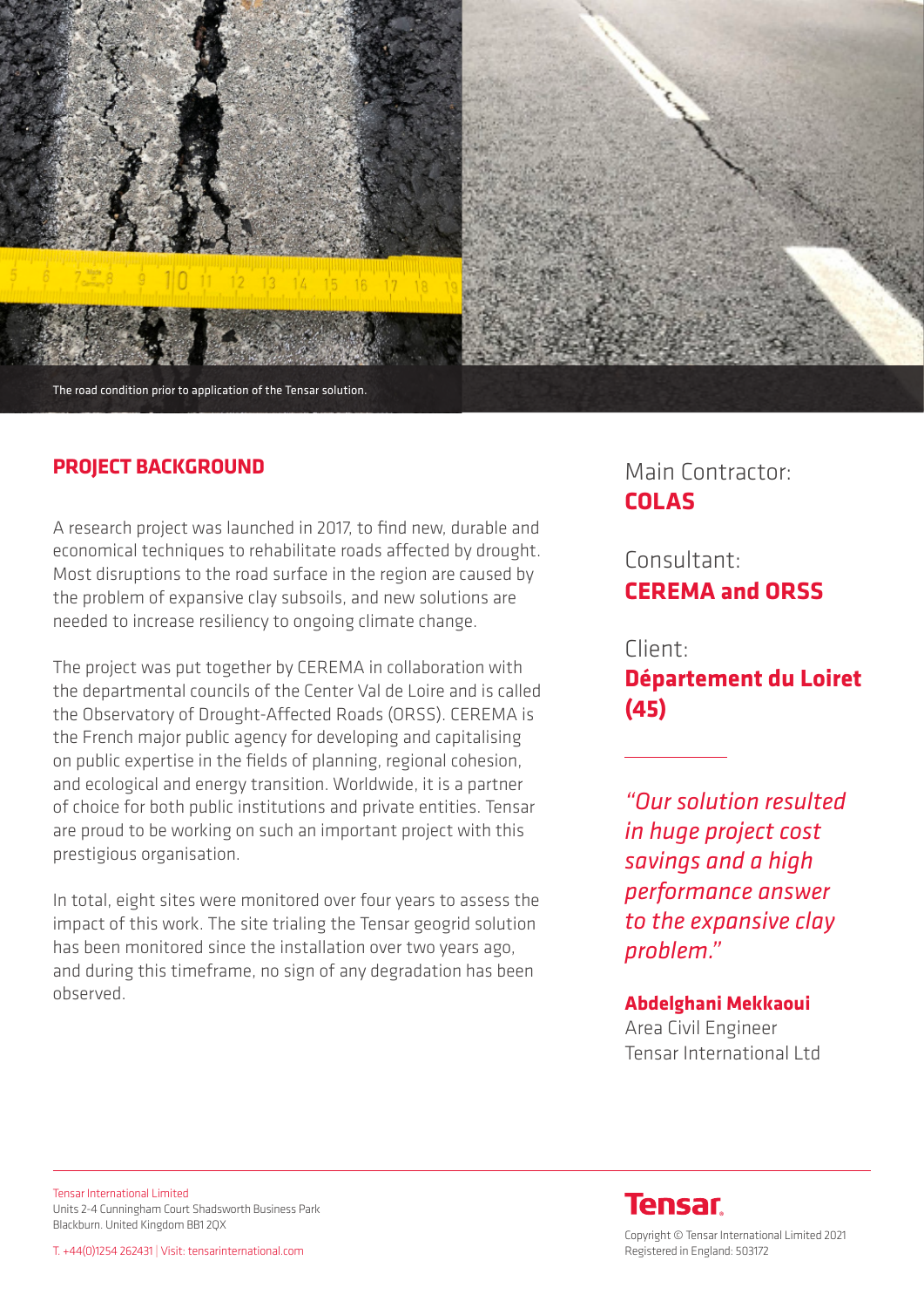The road condition prior to application of the Tensar solution.

## PROJECT BACKGROUND

A research project was launched in 2017, to find new, durable and economical techniques to rehabilitate roads affected by drought. Most disruptions to the road surface in the region are caused by the problem of expansive clay subsoils, and new solutions are needed to increase resiliency to ongoing climate change.

The project was put together by CEREMA in collaboration with the departmental councils of the Center Val de Loire and is called the Observatory of Drought-Affected Roads (ORSS). CEREMA is the French major public agency for developing and capitalising on public expertise in the fields of planning, regional cohesion, and ecological and energy transition. Worldwide, it is a partner of choice for both public institutions and private entities. Tensar are proud to be working on such an important project with this prestigious organisation.

In total, eight sites were monitored over four years to assess the impact of this work. The site trialing the Tensar geogrid solution has been monitored since the installation over two years ago, and during this timeframe, no sign of any degradation has been observed.

Main Contractor:
**COLAS**

Consultant:
**CEREMA and ORSS**

Client:
**Département du Loiret (45)**

*"Our solution resulted in huge project cost savings and a high performance answer to the expansive clay problem."*

**Abdelghani Mekkaoui**
Area Civil Engineer
Tensar International Ltd

Tensar International Limited
Units 2-4 Cunningham Court Shadsworth Business Park
Blackburn. United Kingdom BB1 2QX

T. +44(0)1254 262431 | Visit: tensarinternational.com

Tensar

Copyright © Tensar International Limited 2021
Registered in England: 503172